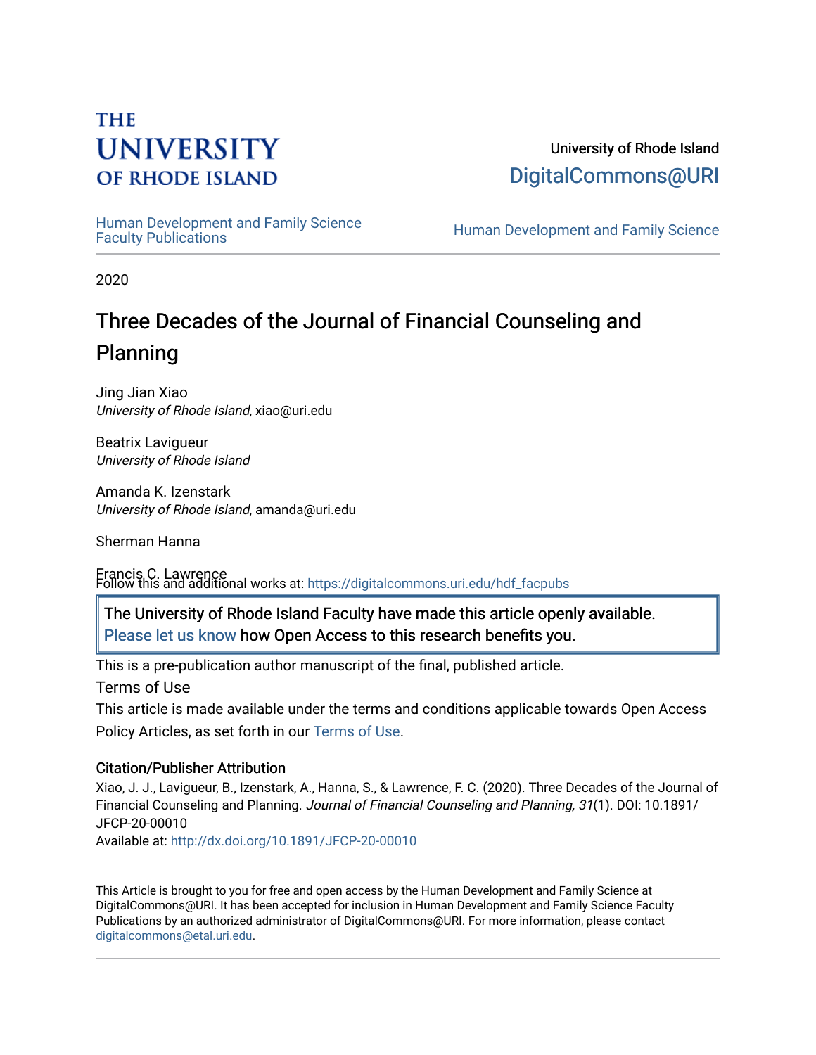THE UNIVERSITY OF RHODE ISLAND

University of Rhode Island
DigitalCommons@URI

Human Development and Family Science Faculty Publications

Human Development and Family Science

2020

# Three Decades of the Journal of Financial Counseling and Planning

Jing Jian Xiao
*University of Rhode Island*, xiao@uri.edu

Beatrix Lavigueur
*University of Rhode Island*

Amanda K. Izenstark
*University of Rhode Island*, amanda@uri.edu

Sherman Hanna

Francis C. Lawrence

Follow this and additional works at: https://digitalcommons.uri.edu/hdf_facpubs

The University of Rhode Island Faculty have made this article openly available. Please let us know how Open Access to this research benefits you.

This is a pre-publication author manuscript of the final, published article.

Terms of Use

This article is made available under the terms and conditions applicable towards Open Access Policy Articles, as set forth in our Terms of Use.

### Citation/Publisher Attribution

Xiao, J. J., Lavigueur, B., Izenstark, A., Hanna, S., & Lawrence, F. C. (2020). Three Decades of the Journal of Financial Counseling and Planning. *Journal of Financial Counseling and Planning, 31*(1). DOI: 10.1891/JFCP-20-00010

Available at: http://dx.doi.org/10.1891/JFCP-20-00010

This Article is brought to you for free and open access by the Human Development and Family Science at DigitalCommons@URI. It has been accepted for inclusion in Human Development and Family Science Faculty Publications by an authorized administrator of DigitalCommons@URI. For more information, please contact digitalcommons@etal.uri.edu.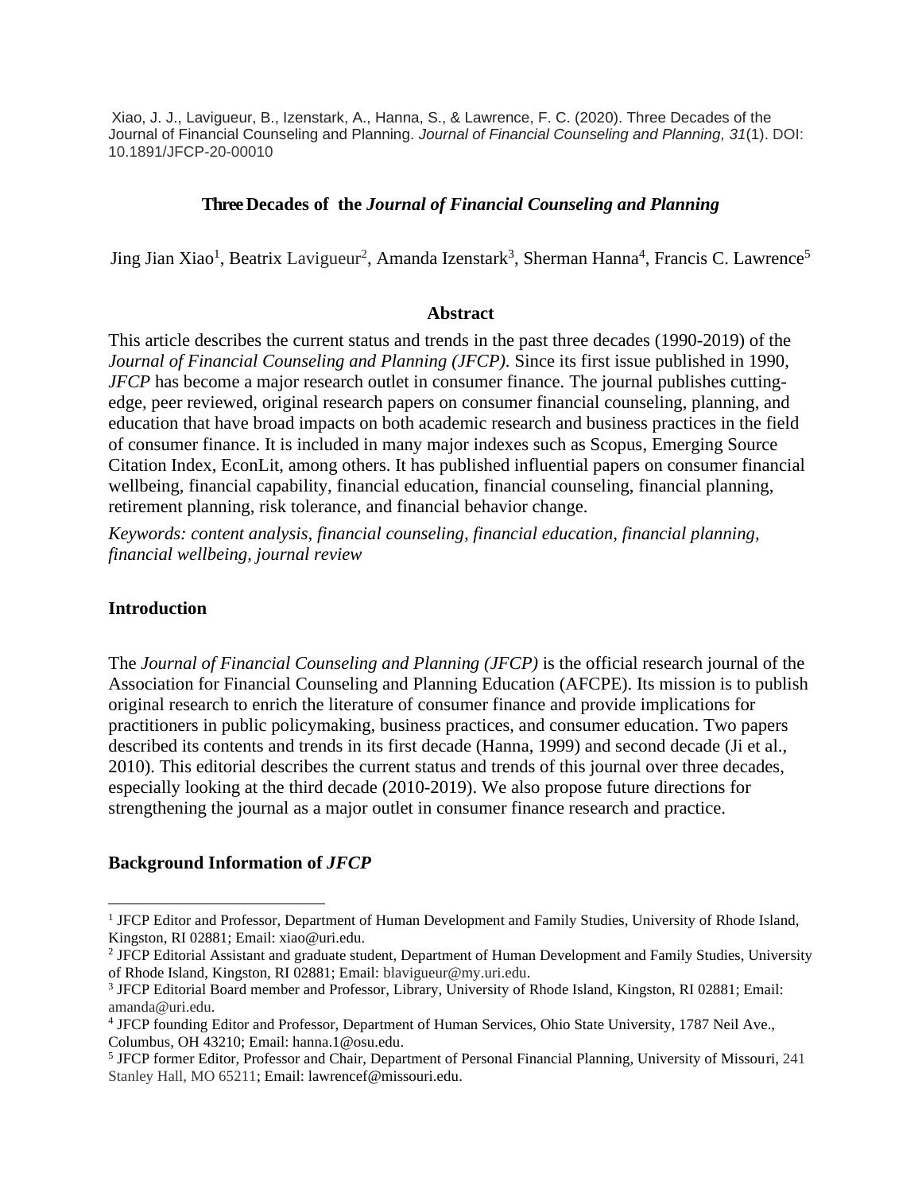Xiao, J. J., Lavigueur, B., Izenstark, A., Hanna, S., & Lawrence, F. C. (2020). Three Decades of the Journal of Financial Counseling and Planning. *Journal of Financial Counseling and Planning, 31*(1). DOI: 10.1891/JFCP-20-00010

# Three Decades of the *Journal of Financial Counseling and Planning*

Jing Jian Xiao[1], Beatrix Lavigueur[2], Amanda Izenstark[3], Sherman Hanna[4], Francis C. Lawrence[5]

## Abstract

This article describes the current status and trends in the past three decades (1990-2019) of the *Journal of Financial Counseling and Planning (JFCP)*. Since its first issue published in 1990, *JFCP* has become a major research outlet in consumer finance. The journal publishes cutting-edge, peer reviewed, original research papers on consumer financial counseling, planning, and education that have broad impacts on both academic research and business practices in the field of consumer finance. It is included in many major indexes such as Scopus, Emerging Source Citation Index, EconLit, among others. It has published influential papers on consumer financial wellbeing, financial capability, financial education, financial counseling, financial planning, retirement planning, risk tolerance, and financial behavior change.

*Keywords: content analysis, financial counseling, financial education, financial planning, financial wellbeing, journal review*

## Introduction

The *Journal of Financial Counseling and Planning (JFCP)* is the official research journal of the Association for Financial Counseling and Planning Education (AFCPE). Its mission is to publish original research to enrich the literature of consumer finance and provide implications for practitioners in public policymaking, business practices, and consumer education. Two papers described its contents and trends in its first decade (Hanna, 1999) and second decade (Ji et al., 2010). This editorial describes the current status and trends of this journal over three decades, especially looking at the third decade (2010-2019). We also propose future directions for strengthening the journal as a major outlet in consumer finance research and practice.

## Background Information of *JFCP*

---

[1] JFCP Editor and Professor, Department of Human Development and Family Studies, University of Rhode Island, Kingston, RI 02881; Email: xiao@uri.edu.

[2] JFCP Editorial Assistant and graduate student, Department of Human Development and Family Studies, University of Rhode Island, Kingston, RI 02881; Email: blavigueur@my.uri.edu.

[3] JFCP Editorial Board member and Professor, Library, University of Rhode Island, Kingston, RI 02881; Email: amanda@uri.edu.

[4] JFCP founding Editor and Professor, Department of Human Services, Ohio State University, 1787 Neil Ave., Columbus, OH 43210; Email: hanna.1@osu.edu.

[5] JFCP former Editor, Professor and Chair, Department of Personal Financial Planning, University of Missouri, 241 Stanley Hall, MO 65211; Email: lawrencef@missouri.edu.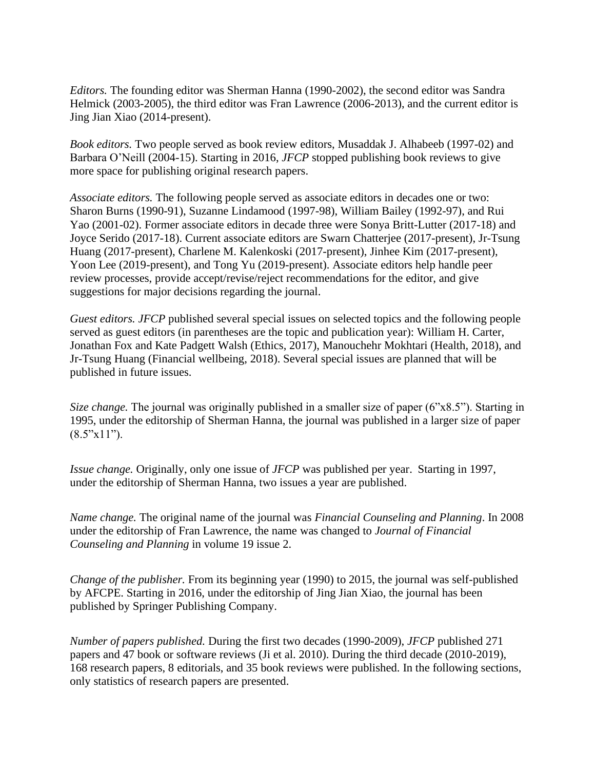*Editors.* The founding editor was Sherman Hanna (1990-2002), the second editor was Sandra Helmick (2003-2005), the third editor was Fran Lawrence (2006-2013), and the current editor is Jing Jian Xiao (2014-present).

*Book editors.* Two people served as book review editors, Musaddak J. Alhabeeb (1997-02) and Barbara O'Neill (2004-15). Starting in 2016, *JFCP* stopped publishing book reviews to give more space for publishing original research papers.

*Associate editors.* The following people served as associate editors in decades one or two: Sharon Burns (1990-91), Suzanne Lindamood (1997-98), William Bailey (1992-97), and Rui Yao (2001-02). Former associate editors in decade three were Sonya Britt-Lutter (2017-18) and Joyce Serido (2017-18). Current associate editors are Swarn Chatterjee (2017-present), Jr-Tsung Huang (2017-present), Charlene M. Kalenkoski (2017-present), Jinhee Kim (2017-present), Yoon Lee (2019-present), and Tong Yu (2019-present). Associate editors help handle peer review processes, provide accept/revise/reject recommendations for the editor, and give suggestions for major decisions regarding the journal.

*Guest editors. JFCP* published several special issues on selected topics and the following people served as guest editors (in parentheses are the topic and publication year): William H. Carter, Jonathan Fox and Kate Padgett Walsh (Ethics, 2017), Manouchehr Mokhtari (Health, 2018), and Jr-Tsung Huang (Financial wellbeing, 2018). Several special issues are planned that will be published in future issues.

*Size change.* The journal was originally published in a smaller size of paper (6"x8.5"). Starting in 1995, under the editorship of Sherman Hanna, the journal was published in a larger size of paper (8.5"x11").

*Issue change.* Originally, only one issue of *JFCP* was published per year. Starting in 1997, under the editorship of Sherman Hanna, two issues a year are published.

*Name change.* The original name of the journal was *Financial Counseling and Planning*. In 2008 under the editorship of Fran Lawrence, the name was changed to *Journal of Financial Counseling and Planning* in volume 19 issue 2.

*Change of the publisher.* From its beginning year (1990) to 2015, the journal was self-published by AFCPE. Starting in 2016, under the editorship of Jing Jian Xiao, the journal has been published by Springer Publishing Company.

*Number of papers published.* During the first two decades (1990-2009), *JFCP* published 271 papers and 47 book or software reviews (Ji et al. 2010). During the third decade (2010-2019), 168 research papers, 8 editorials, and 35 book reviews were published. In the following sections, only statistics of research papers are presented.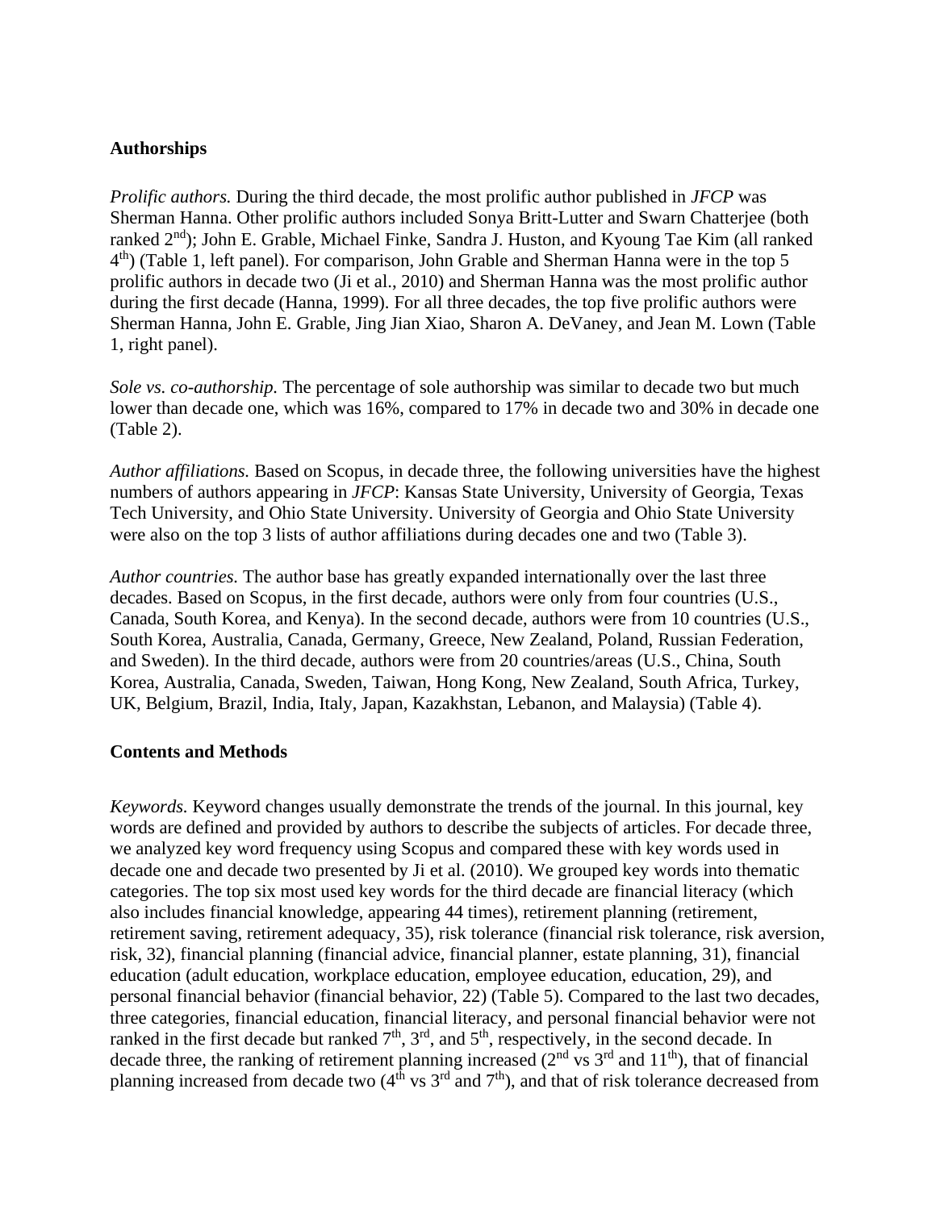### Authorships

*Prolific authors.* During the third decade, the most prolific author published in *JFCP* was Sherman Hanna. Other prolific authors included Sonya Britt-Lutter and Swarn Chatterjee (both ranked 2nd); John E. Grable, Michael Finke, Sandra J. Huston, and Kyoung Tae Kim (all ranked 4th) (Table 1, left panel). For comparison, John Grable and Sherman Hanna were in the top 5 prolific authors in decade two (Ji et al., 2010) and Sherman Hanna was the most prolific author during the first decade (Hanna, 1999). For all three decades, the top five prolific authors were Sherman Hanna, John E. Grable, Jing Jian Xiao, Sharon A. DeVaney, and Jean M. Lown (Table 1, right panel).

*Sole vs. co-authorship.* The percentage of sole authorship was similar to decade two but much lower than decade one, which was 16%, compared to 17% in decade two and 30% in decade one (Table 2).

*Author affiliations.* Based on Scopus, in decade three, the following universities have the highest numbers of authors appearing in *JFCP*: Kansas State University, University of Georgia, Texas Tech University, and Ohio State University. University of Georgia and Ohio State University were also on the top 3 lists of author affiliations during decades one and two (Table 3).

*Author countries.* The author base has greatly expanded internationally over the last three decades. Based on Scopus, in the first decade, authors were only from four countries (U.S., Canada, South Korea, and Kenya). In the second decade, authors were from 10 countries (U.S., South Korea, Australia, Canada, Germany, Greece, New Zealand, Poland, Russian Federation, and Sweden). In the third decade, authors were from 20 countries/areas (U.S., China, South Korea, Australia, Canada, Sweden, Taiwan, Hong Kong, New Zealand, South Africa, Turkey, UK, Belgium, Brazil, India, Italy, Japan, Kazakhstan, Lebanon, and Malaysia) (Table 4).

### Contents and Methods

*Keywords.* Keyword changes usually demonstrate the trends of the journal. In this journal, key words are defined and provided by authors to describe the subjects of articles. For decade three, we analyzed key word frequency using Scopus and compared these with key words used in decade one and decade two presented by Ji et al. (2010). We grouped key words into thematic categories. The top six most used key words for the third decade are financial literacy (which also includes financial knowledge, appearing 44 times), retirement planning (retirement, retirement saving, retirement adequacy, 35), risk tolerance (financial risk tolerance, risk aversion, risk, 32), financial planning (financial advice, financial planner, estate planning, 31), financial education (adult education, workplace education, employee education, education, 29), and personal financial behavior (financial behavior, 22) (Table 5). Compared to the last two decades, three categories, financial education, financial literacy, and personal financial behavior were not ranked in the first decade but ranked 7th, 3rd, and 5th, respectively, in the second decade. In decade three, the ranking of retirement planning increased (2nd vs 3rd and 11th), that of financial planning increased from decade two (4th vs 3rd and 7th), and that of risk tolerance decreased from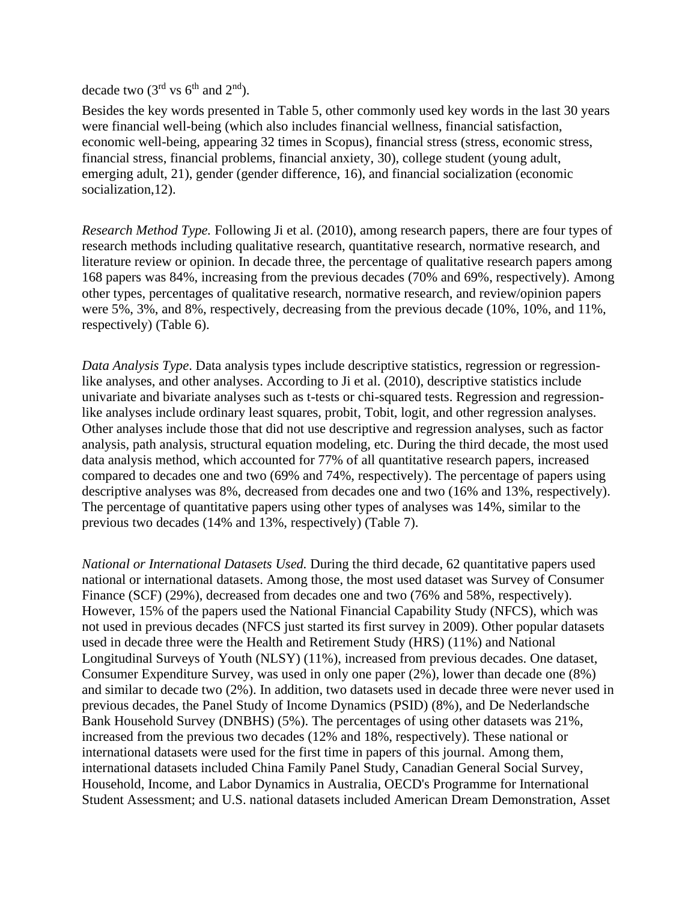decade two (3rd vs 6th and 2nd).

Besides the key words presented in Table 5, other commonly used key words in the last 30 years were financial well-being (which also includes financial wellness, financial satisfaction, economic well-being, appearing 32 times in Scopus), financial stress (stress, economic stress, financial stress, financial problems, financial anxiety, 30), college student (young adult, emerging adult, 21), gender (gender difference, 16), and financial socialization (economic socialization,12).

*Research Method Type.* Following Ji et al. (2010), among research papers, there are four types of research methods including qualitative research, quantitative research, normative research, and literature review or opinion. In decade three, the percentage of qualitative research papers among 168 papers was 84%, increasing from the previous decades (70% and 69%, respectively). Among other types, percentages of qualitative research, normative research, and review/opinion papers were 5%, 3%, and 8%, respectively, decreasing from the previous decade (10%, 10%, and 11%, respectively) (Table 6).

*Data Analysis Type*. Data analysis types include descriptive statistics, regression or regression-like analyses, and other analyses. According to Ji et al. (2010), descriptive statistics include univariate and bivariate analyses such as t-tests or chi-squared tests. Regression and regression-like analyses include ordinary least squares, probit, Tobit, logit, and other regression analyses. Other analyses include those that did not use descriptive and regression analyses, such as factor analysis, path analysis, structural equation modeling, etc. During the third decade, the most used data analysis method, which accounted for 77% of all quantitative research papers, increased compared to decades one and two (69% and 74%, respectively). The percentage of papers using descriptive analyses was 8%, decreased from decades one and two (16% and 13%, respectively). The percentage of quantitative papers using other types of analyses was 14%, similar to the previous two decades (14% and 13%, respectively) (Table 7).

*National or International Datasets Used.* During the third decade, 62 quantitative papers used national or international datasets. Among those, the most used dataset was Survey of Consumer Finance (SCF) (29%), decreased from decades one and two (76% and 58%, respectively). However, 15% of the papers used the National Financial Capability Study (NFCS), which was not used in previous decades (NFCS just started its first survey in 2009). Other popular datasets used in decade three were the Health and Retirement Study (HRS) (11%) and National Longitudinal Surveys of Youth (NLSY) (11%), increased from previous decades. One dataset, Consumer Expenditure Survey, was used in only one paper (2%), lower than decade one (8%) and similar to decade two (2%). In addition, two datasets used in decade three were never used in previous decades, the Panel Study of Income Dynamics (PSID) (8%), and De Nederlandsche Bank Household Survey (DNBHS) (5%). The percentages of using other datasets was 21%, increased from the previous two decades (12% and 18%, respectively). These national or international datasets were used for the first time in papers of this journal. Among them, international datasets included China Family Panel Study, Canadian General Social Survey, Household, Income, and Labor Dynamics in Australia, OECD's Programme for International Student Assessment; and U.S. national datasets included American Dream Demonstration, Asset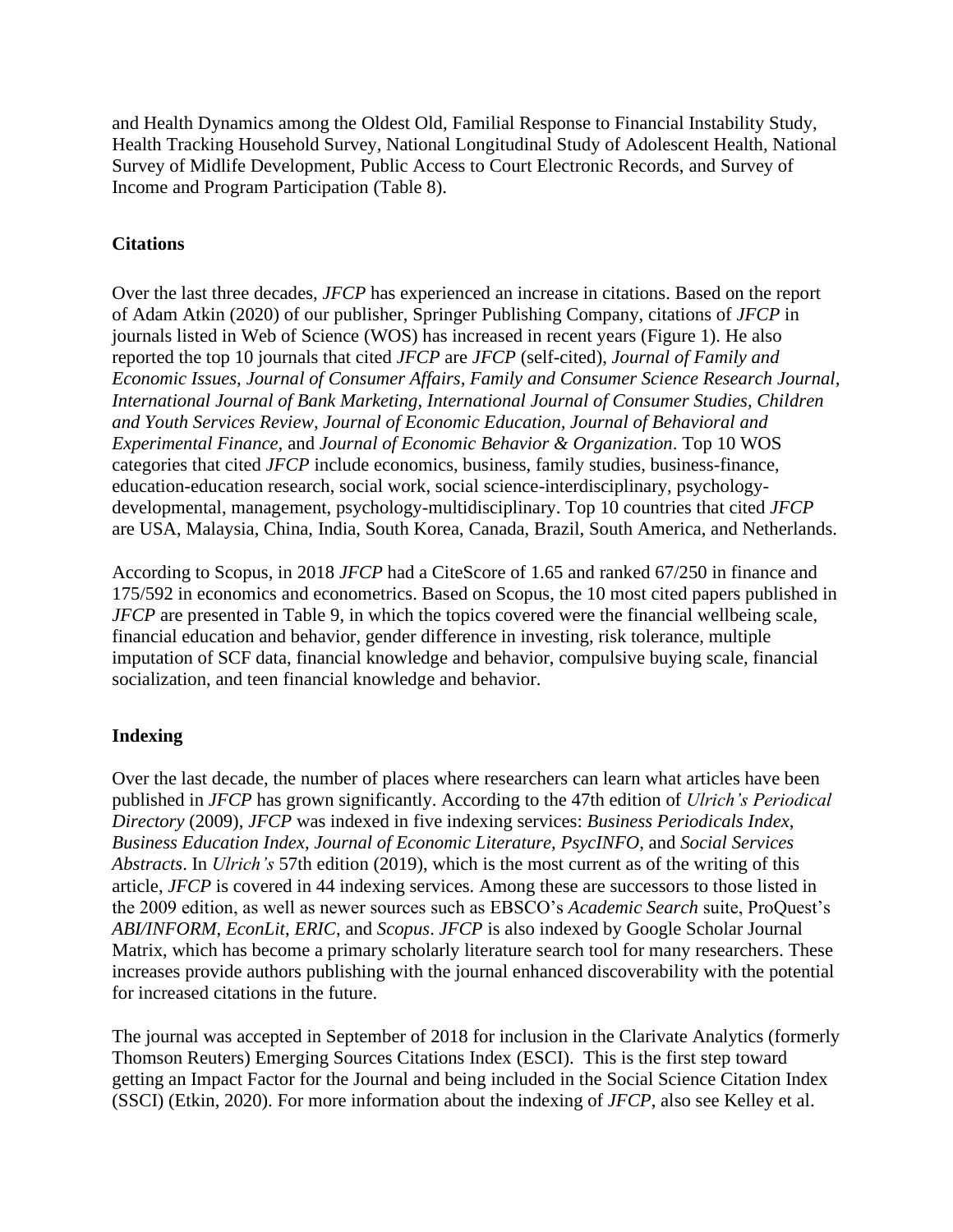and Health Dynamics among the Oldest Old, Familial Response to Financial Instability Study, Health Tracking Household Survey, National Longitudinal Study of Adolescent Health, National Survey of Midlife Development, Public Access to Court Electronic Records, and Survey of Income and Program Participation (Table 8).

### Citations

Over the last three decades, *JFCP* has experienced an increase in citations. Based on the report of Adam Atkin (2020) of our publisher, Springer Publishing Company, citations of *JFCP* in journals listed in Web of Science (WOS) has increased in recent years (Figure 1). He also reported the top 10 journals that cited *JFCP* are *JFCP* (self-cited), *Journal of Family and Economic Issues, Journal of Consumer Affairs, Family and Consumer Science Research Journal, International Journal of Bank Marketing, International Journal of Consumer Studies, Children and Youth Services Review, Journal of Economic Education, Journal of Behavioral and Experimental Finance,* and *Journal of Economic Behavior & Organization*. Top 10 WOS categories that cited *JFCP* include economics, business, family studies, business-finance, education-education research, social work, social science-interdisciplinary, psychology-developmental, management, psychology-multidisciplinary. Top 10 countries that cited *JFCP* are USA, Malaysia, China, India, South Korea, Canada, Brazil, South America, and Netherlands.

According to Scopus, in 2018 *JFCP* had a CiteScore of 1.65 and ranked 67/250 in finance and 175/592 in economics and econometrics. Based on Scopus, the 10 most cited papers published in *JFCP* are presented in Table 9, in which the topics covered were the financial wellbeing scale, financial education and behavior, gender difference in investing, risk tolerance, multiple imputation of SCF data, financial knowledge and behavior, compulsive buying scale, financial socialization, and teen financial knowledge and behavior.

### Indexing

Over the last decade, the number of places where researchers can learn what articles have been published in *JFCP* has grown significantly. According to the 47th edition of *Ulrich's Periodical Directory* (2009), *JFCP* was indexed in five indexing services: *Business Periodicals Index*, *Business Education Index*, *Journal of Economic Literature*, *PsycINFO*, and *Social Services Abstracts*. In *Ulrich's* 57th edition (2019), which is the most current as of the writing of this article, *JFCP* is covered in 44 indexing services. Among these are successors to those listed in the 2009 edition, as well as newer sources such as EBSCO's *Academic Search* suite, ProQuest's *ABI/INFORM*, *EconLit*, *ERIC*, and *Scopus*. *JFCP* is also indexed by Google Scholar Journal Matrix, which has become a primary scholarly literature search tool for many researchers. These increases provide authors publishing with the journal enhanced discoverability with the potential for increased citations in the future.

The journal was accepted in September of 2018 for inclusion in the Clarivate Analytics (formerly Thomson Reuters) Emerging Sources Citations Index (ESCI). This is the first step toward getting an Impact Factor for the Journal and being included in the Social Science Citation Index (SSCI) (Etkin, 2020). For more information about the indexing of *JFCP*, also see Kelley et al.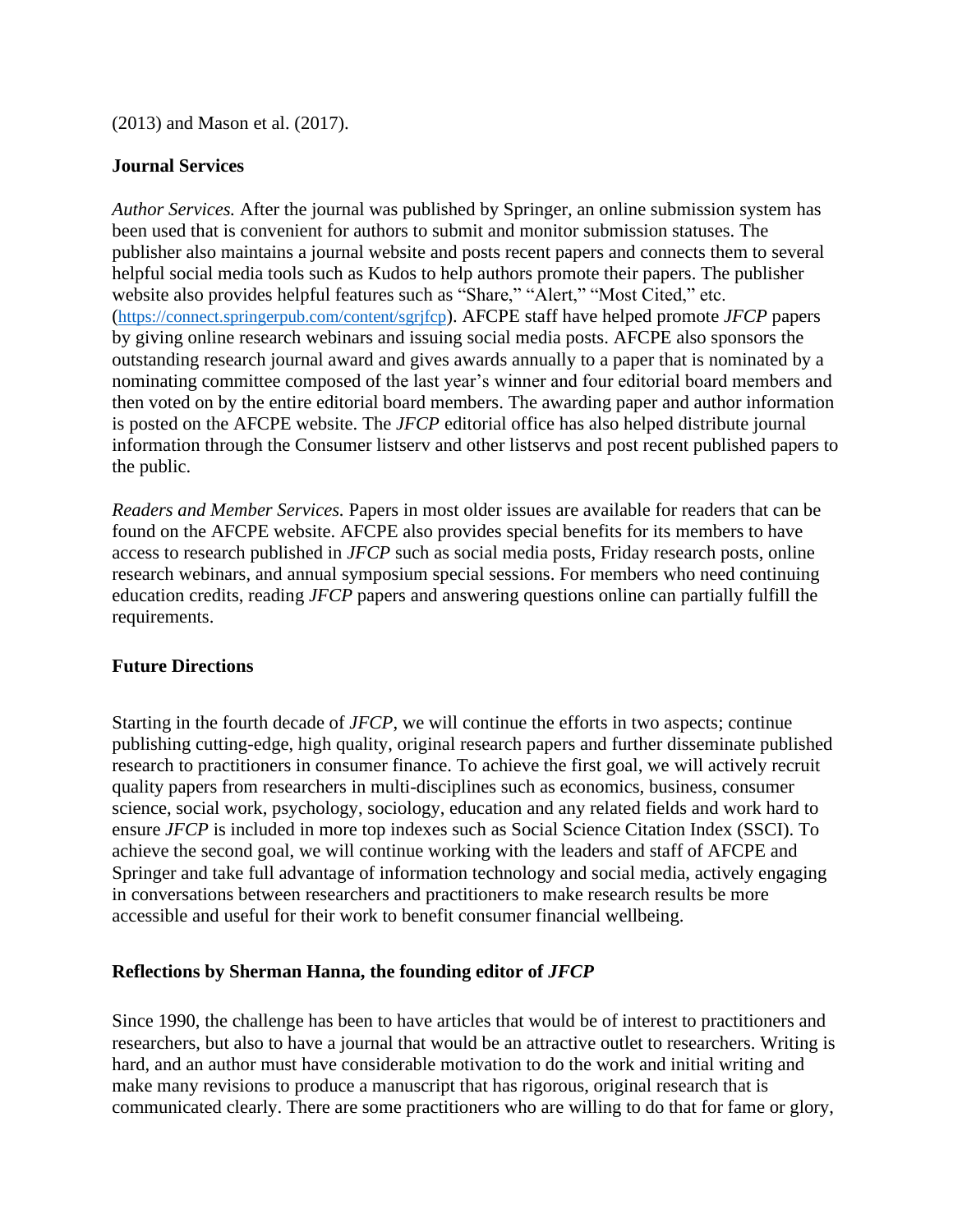(2013) and Mason et al. (2017).

**Journal Services**

*Author Services.* After the journal was published by Springer, an online submission system has been used that is convenient for authors to submit and monitor submission statuses. The publisher also maintains a journal website and posts recent papers and connects them to several helpful social media tools such as Kudos to help authors promote their papers. The publisher website also provides helpful features such as "Share," "Alert," "Most Cited," etc. (https://connect.springerpub.com/content/sgrjfcp). AFCPE staff have helped promote *JFCP* papers by giving online research webinars and issuing social media posts. AFCPE also sponsors the outstanding research journal award and gives awards annually to a paper that is nominated by a nominating committee composed of the last year's winner and four editorial board members and then voted on by the entire editorial board members. The awarding paper and author information is posted on the AFCPE website. The *JFCP* editorial office has also helped distribute journal information through the Consumer listserv and other listservs and post recent published papers to the public.

*Readers and Member Services.* Papers in most older issues are available for readers that can be found on the AFCPE website. AFCPE also provides special benefits for its members to have access to research published in *JFCP* such as social media posts, Friday research posts, online research webinars, and annual symposium special sessions. For members who need continuing education credits, reading *JFCP* papers and answering questions online can partially fulfill the requirements.

**Future Directions**

Starting in the fourth decade of *JFCP*, we will continue the efforts in two aspects; continue publishing cutting-edge, high quality, original research papers and further disseminate published research to practitioners in consumer finance. To achieve the first goal, we will actively recruit quality papers from researchers in multi-disciplines such as economics, business, consumer science, social work, psychology, sociology, education and any related fields and work hard to ensure *JFCP* is included in more top indexes such as Social Science Citation Index (SSCI). To achieve the second goal, we will continue working with the leaders and staff of AFCPE and Springer and take full advantage of information technology and social media, actively engaging in conversations between researchers and practitioners to make research results be more accessible and useful for their work to benefit consumer financial wellbeing.

**Reflections by Sherman Hanna, the founding editor of *JFCP***

Since 1990, the challenge has been to have articles that would be of interest to practitioners and researchers, but also to have a journal that would be an attractive outlet to researchers. Writing is hard, and an author must have considerable motivation to do the work and initial writing and make many revisions to produce a manuscript that has rigorous, original research that is communicated clearly. There are some practitioners who are willing to do that for fame or glory,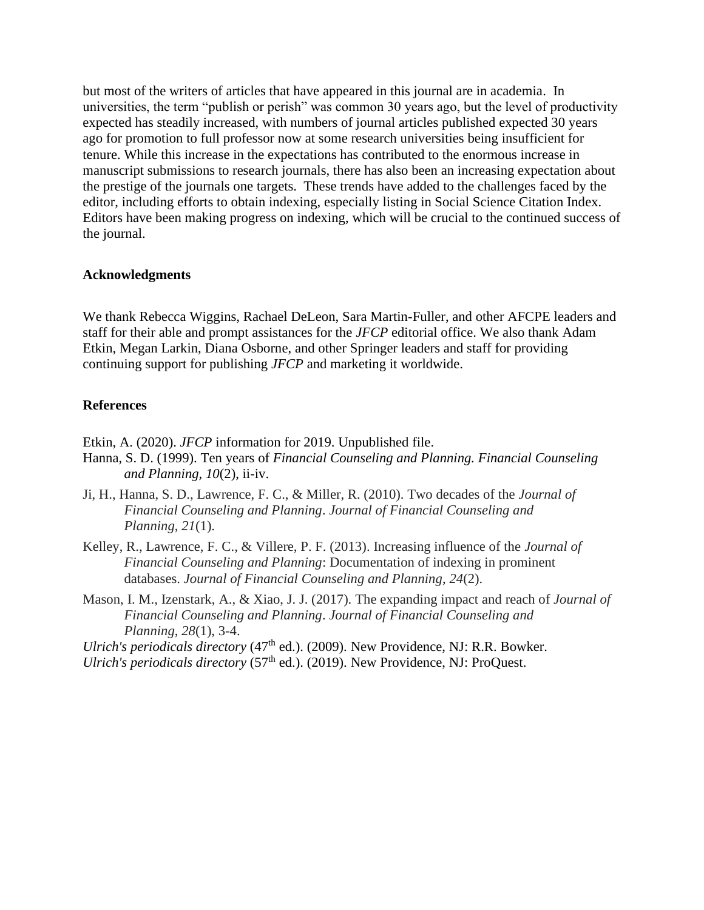but most of the writers of articles that have appeared in this journal are in academia. In universities, the term "publish or perish" was common 30 years ago, but the level of productivity expected has steadily increased, with numbers of journal articles published expected 30 years ago for promotion to full professor now at some research universities being insufficient for tenure. While this increase in the expectations has contributed to the enormous increase in manuscript submissions to research journals, there has also been an increasing expectation about the prestige of the journals one targets. These trends have added to the challenges faced by the editor, including efforts to obtain indexing, especially listing in Social Science Citation Index. Editors have been making progress on indexing, which will be crucial to the continued success of the journal.

## Acknowledgments

We thank Rebecca Wiggins, Rachael DeLeon, Sara Martin-Fuller, and other AFCPE leaders and staff for their able and prompt assistances for the *JFCP* editorial office. We also thank Adam Etkin, Megan Larkin, Diana Osborne, and other Springer leaders and staff for providing continuing support for publishing *JFCP* and marketing it worldwide.

## References

Etkin, A. (2020). *JFCP* information for 2019. Unpublished file.

Hanna, S. D. (1999). Ten years of *Financial Counseling and Planning. Financial Counseling and Planning, 10*(2), ii-iv.

Ji, H., Hanna, S. D., Lawrence, F. C., & Miller, R. (2010). Two decades of the *Journal of Financial Counseling and Planning*. *Journal of Financial Counseling and Planning*, *21*(1).

Kelley, R., Lawrence, F. C., & Villere, P. F. (2013). Increasing influence of the *Journal of Financial Counseling and Planning*: Documentation of indexing in prominent databases. *Journal of Financial Counseling and Planning*, *24*(2).

Mason, I. M., Izenstark, A., & Xiao, J. J. (2017). The expanding impact and reach of *Journal of Financial Counseling and Planning*. *Journal of Financial Counseling and Planning*, *28*(1), 3-4.

*Ulrich's periodicals directory* (47th ed.). (2009). New Providence, NJ: R.R. Bowker.

*Ulrich's periodicals directory* (57th ed.). (2019). New Providence, NJ: ProQuest.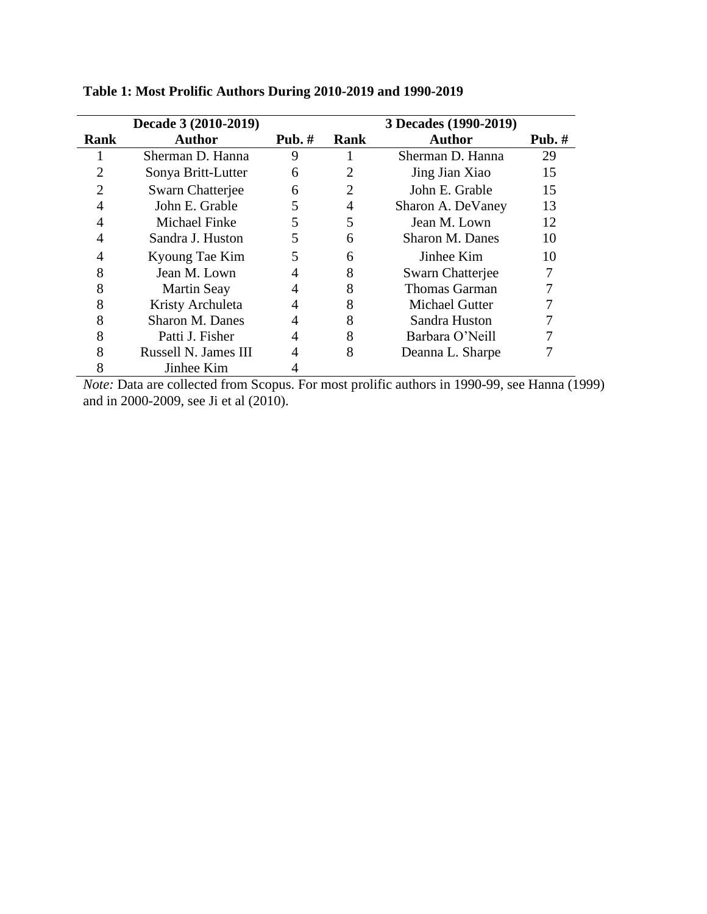**Table 1: Most Prolific Authors During 2010-2019 and 1990-2019**

| Decade 3 (2010-2019) | | | 3 Decades (1990-2019) | | |
|---|---|---|---|---|---|
| **Rank** | **Author** | **Pub. #** | **Rank** | **Author** | **Pub. #** |
| 1 | Sherman D. Hanna | 9 | 1 | Sherman D. Hanna | 29 |
| 2 | Sonya Britt-Lutter | 6 | 2 | Jing Jian Xiao | 15 |
| 2 | Swarn Chatterjee | 6 | 2 | John E. Grable | 15 |
| 4 | John E. Grable | 5 | 4 | Sharon A. DeVaney | 13 |
| 4 | Michael Finke | 5 | 5 | Jean M. Lown | 12 |
| 4 | Sandra J. Huston | 5 | 6 | Sharon M. Danes | 10 |
| 4 | Kyoung Tae Kim | 5 | 6 | Jinhee Kim | 10 |
| 8 | Jean M. Lown | 4 | 8 | Swarn Chatterjee | 7 |
| 8 | Martin Seay | 4 | 8 | Thomas Garman | 7 |
| 8 | Kristy Archuleta | 4 | 8 | Michael Gutter | 7 |
| 8 | Sharon M. Danes | 4 | 8 | Sandra Huston | 7 |
| 8 | Patti J. Fisher | 4 | 8 | Barbara O'Neill | 7 |
| 8 | Russell N. James III | 4 | 8 | Deanna L. Sharpe | 7 |
| 8 | Jinhee Kim | 4 | | | |

*Note:* Data are collected from Scopus. For most prolific authors in 1990-99, see Hanna (1999) and in 2000-2009, see Ji et al (2010).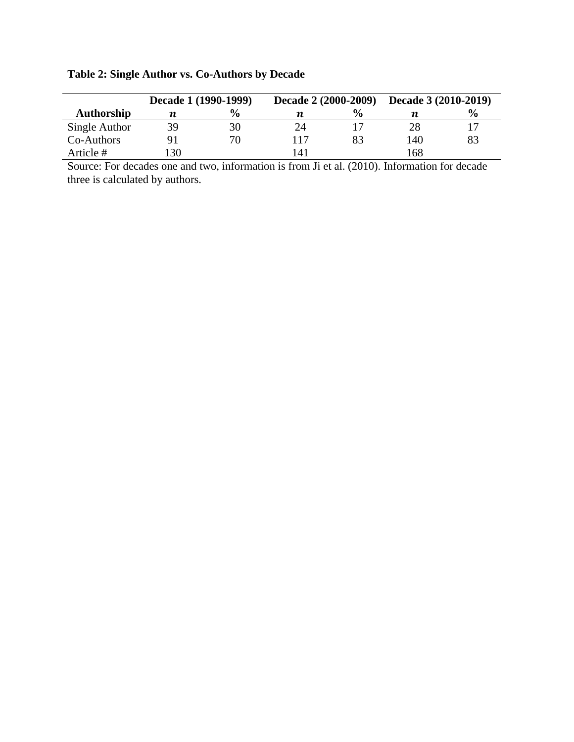**Table 2: Single Author vs. Co-Authors by Decade**

| | Decade 1 (1990-1999) | | Decade 2 (2000-2009) | | Decade 3 (2010-2019) | |
|---|---|---|---|---|---|---|
| **Authorship** | $n$ | **%** | $n$ | **%** | $n$ | **%** |
| Single Author | 39 | 30 | 24 | 17 | 28 | 17 |
| Co-Authors | 91 | 70 | 117 | 83 | 140 | 83 |
| Article # | 130 | | 141 | | 168 | |

Source: For decades one and two, information is from Ji et al. (2010). Information for decade three is calculated by authors.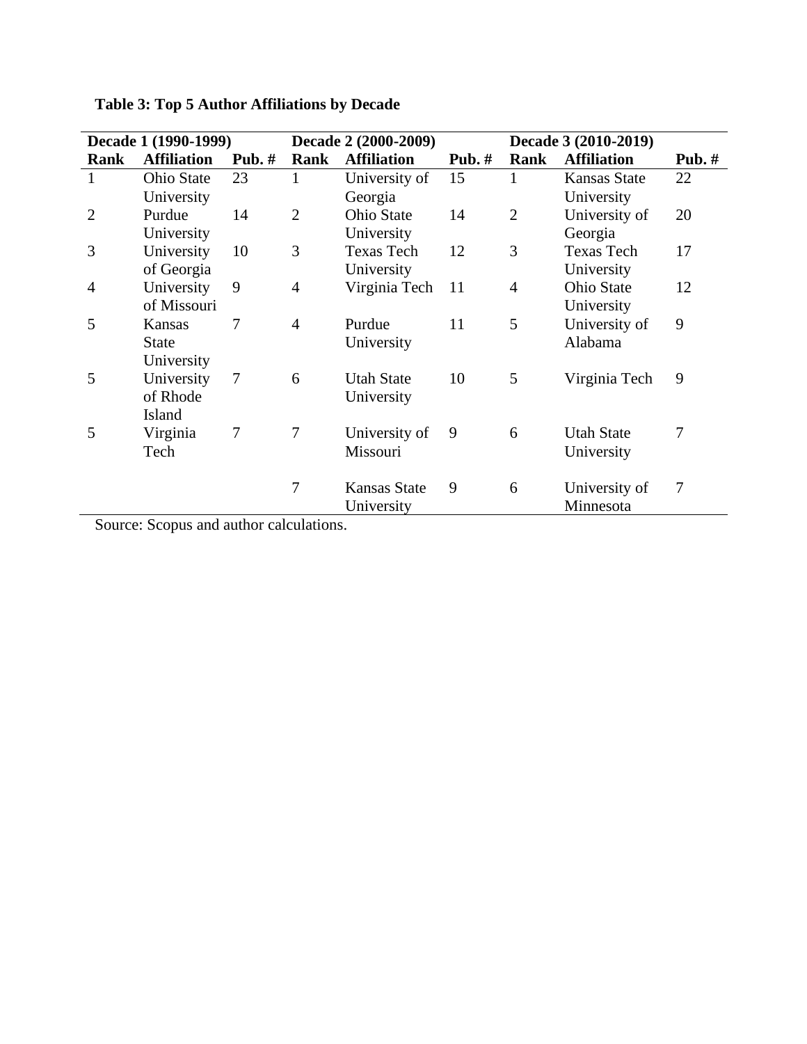**Table 3: Top 5 Author Affiliations by Decade**

| Decade 1 (1990-1999) | | | Decade 2 (2000-2009) | | | Decade 3 (2010-2019) | | |
|---|---|---|---|---|---|---|---|---|
| **Rank** | **Affiliation** | **Pub. #** | **Rank** | **Affiliation** | **Pub. #** | **Rank** | **Affiliation** | **Pub. #** |
| 1 | Ohio State University | 23 | 1 | University of Georgia | 15 | 1 | Kansas State University | 22 |
| 2 | Purdue University | 14 | 2 | Ohio State University | 14 | 2 | University of Georgia | 20 |
| 3 | University of Georgia | 10 | 3 | Texas Tech University | 12 | 3 | Texas Tech University | 17 |
| 4 | University of Missouri | 9 | 4 | Virginia Tech | 11 | 4 | Ohio State University | 12 |
| 5 | Kansas State University | 7 | 4 | Purdue University | 11 | 5 | University of Alabama | 9 |
| 5 | University of Rhode Island | 7 | 6 | Utah State University | 10 | 5 | Virginia Tech | 9 |
| 5 | Virginia Tech | 7 | 7 | University of Missouri | 9 | 6 | Utah State University | 7 |
| | | | 7 | Kansas State University | 9 | 6 | University of Minnesota | 7 |

Source: Scopus and author calculations.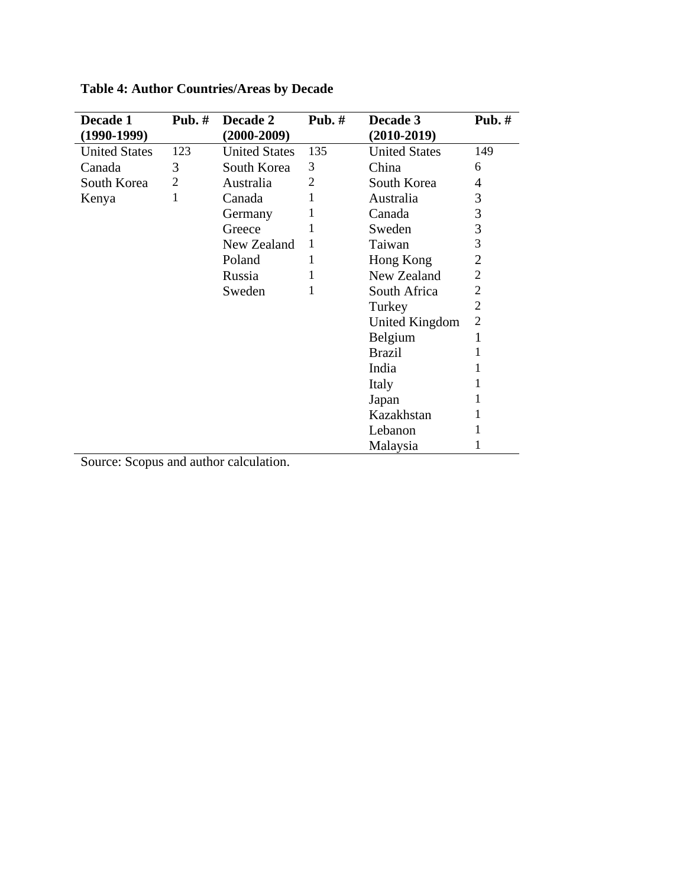**Table 4: Author Countries/Areas by Decade**

| Decade 1 (1990-1999) | Pub. # | Decade 2 (2000-2009) | Pub. # | Decade 3 (2010-2019) | Pub. # |
|---|---|---|---|---|---|
| United States | 123 | United States | 135 | United States | 149 |
| Canada | 3 | South Korea | 3 | China | 6 |
| South Korea | 2 | Australia | 2 | South Korea | 4 |
| Kenya | 1 | Canada | 1 | Australia | 3 |
| | | Germany | 1 | Canada | 3 |
| | | Greece | 1 | Sweden | 3 |
| | | New Zealand | 1 | Taiwan | 3 |
| | | Poland | 1 | Hong Kong | 2 |
| | | Russia | 1 | New Zealand | 2 |
| | | Sweden | 1 | South Africa | 2 |
| | | | | Turkey | 2 |
| | | | | United Kingdom | 2 |
| | | | | Belgium | 1 |
| | | | | Brazil | 1 |
| | | | | India | 1 |
| | | | | Italy | 1 |
| | | | | Japan | 1 |
| | | | | Kazakhstan | 1 |
| | | | | Lebanon | 1 |
| | | | | Malaysia | 1 |

Source: Scopus and author calculation.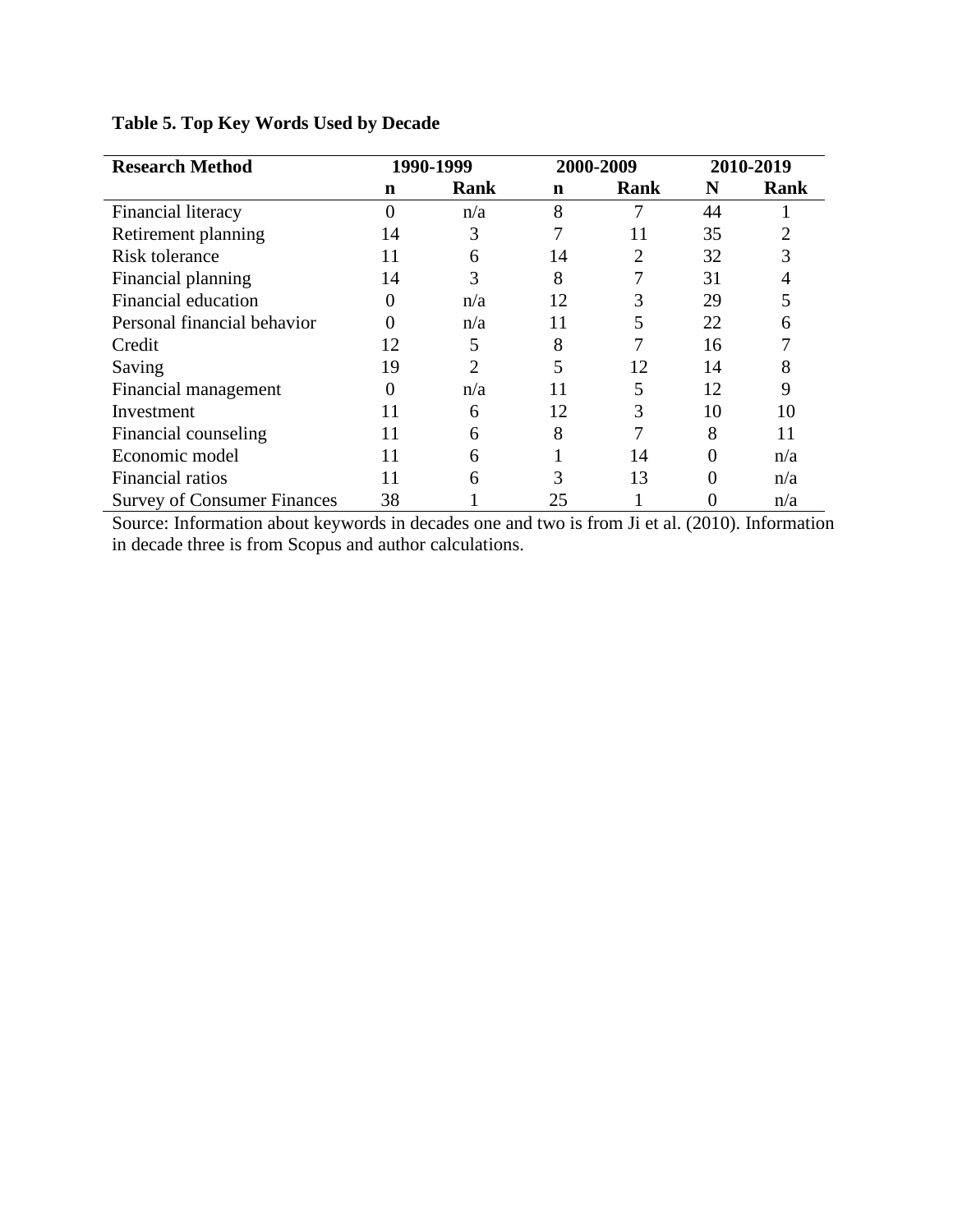**Table 5. Top Key Words Used by Decade**

| Research Method | 1990-1999 | | 2000-2009 | | 2010-2019 | |
|---|---|---|---|---|---|---|
| | n | Rank | n | Rank | N | Rank |
| Financial literacy | 0 | n/a | 8 | 7 | 44 | 1 |
| Retirement planning | 14 | 3 | 7 | 11 | 35 | 2 |
| Risk tolerance | 11 | 6 | 14 | 2 | 32 | 3 |
| Financial planning | 14 | 3 | 8 | 7 | 31 | 4 |
| Financial education | 0 | n/a | 12 | 3 | 29 | 5 |
| Personal financial behavior | 0 | n/a | 11 | 5 | 22 | 6 |
| Credit | 12 | 5 | 8 | 7 | 16 | 7 |
| Saving | 19 | 2 | 5 | 12 | 14 | 8 |
| Financial management | 0 | n/a | 11 | 5 | 12 | 9 |
| Investment | 11 | 6 | 12 | 3 | 10 | 10 |
| Financial counseling | 11 | 6 | 8 | 7 | 8 | 11 |
| Economic model | 11 | 6 | 1 | 14 | 0 | n/a |
| Financial ratios | 11 | 6 | 3 | 13 | 0 | n/a |
| Survey of Consumer Finances | 38 | 1 | 25 | 1 | 0 | n/a |

Source: Information about keywords in decades one and two is from Ji et al. (2010). Information in decade three is from Scopus and author calculations.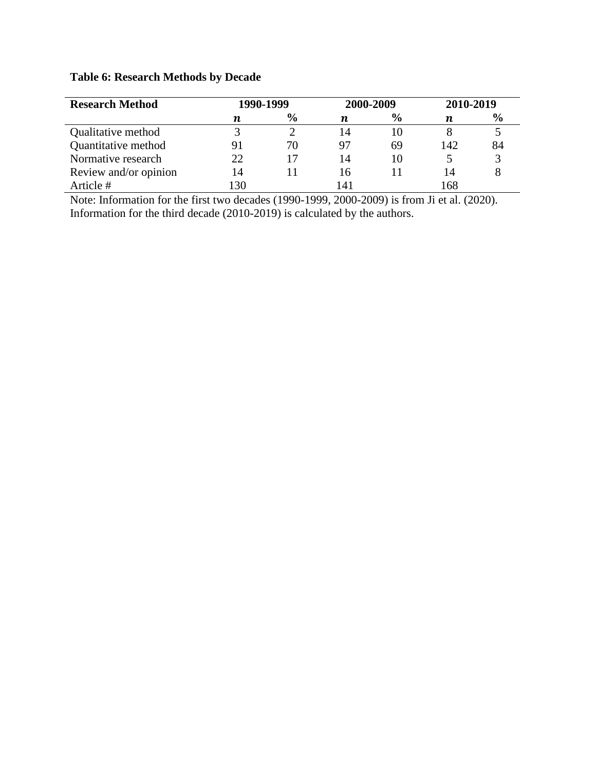**Table 6: Research Methods by Decade**

| Research Method | 1990-1999 | | 2000-2009 | | 2010-2019 | |
|---|---|---|---|---|---|---|
| | $n$ | % | $n$ | % | $n$ | % |
| Qualitative method | 3 | 2 | 14 | 10 | 8 | 5 |
| Quantitative method | 91 | 70 | 97 | 69 | 142 | 84 |
| Normative research | 22 | 17 | 14 | 10 | 5 | 3 |
| Review and/or opinion | 14 | 11 | 16 | 11 | 14 | 8 |
| Article # | 130 | | 141 | | 168 | |

Note: Information for the first two decades (1990-1999, 2000-2009) is from Ji et al. (2020). Information for the third decade (2010-2019) is calculated by the authors.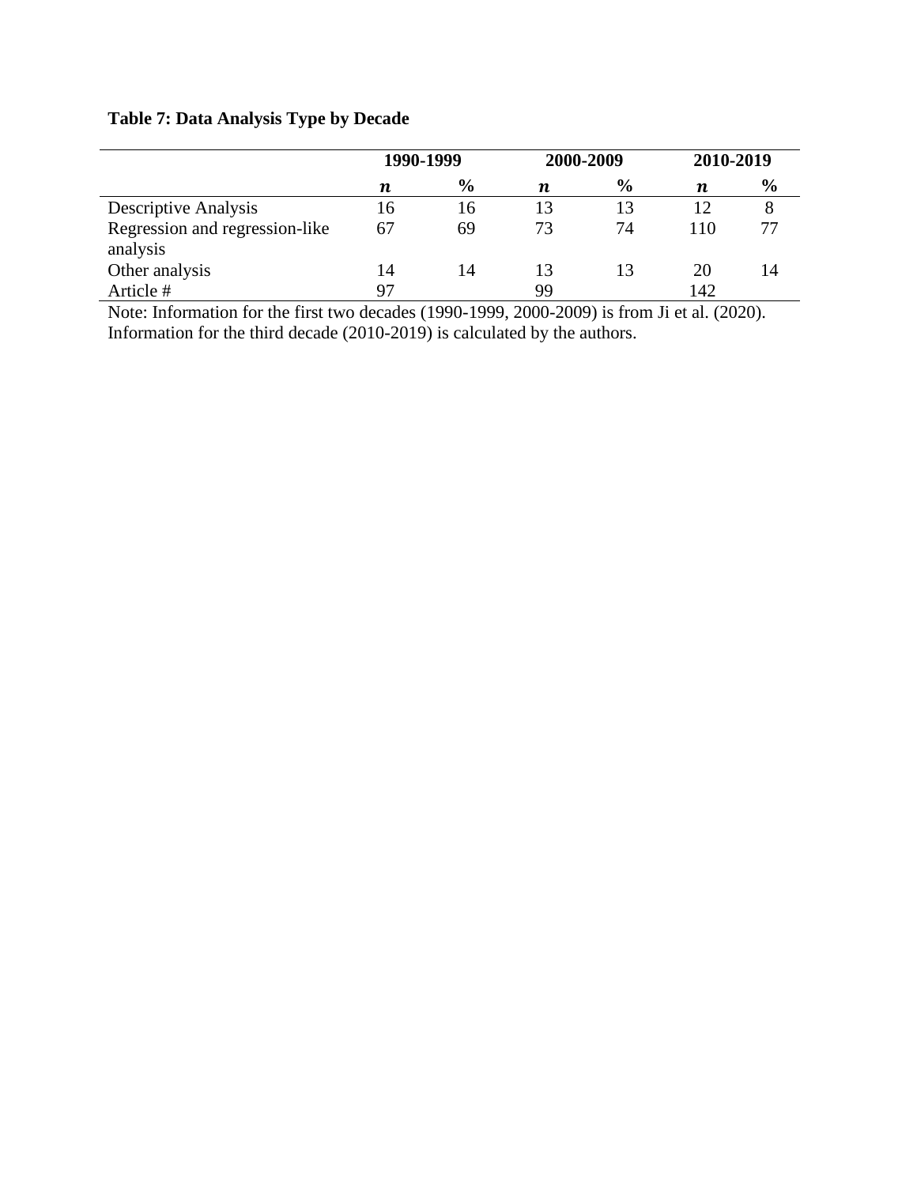**Table 7: Data Analysis Type by Decade**

| | 1990-1999 | | 2000-2009 | | 2010-2019 | |
|---|---|---|---|---|---|---|
| | ***n*** | **%** | ***n*** | **%** | ***n*** | **%** |
| Descriptive Analysis | 16 | 16 | 13 | 13 | 12 | 8 |
| Regression and regression-like analysis | 67 | 69 | 73 | 74 | 110 | 77 |
| Other analysis | 14 | 14 | 13 | 13 | 20 | 14 |
| Article # | 97 | | 99 | | 142 | |

Note: Information for the first two decades (1990-1999, 2000-2009) is from Ji et al. (2020). Information for the third decade (2010-2019) is calculated by the authors.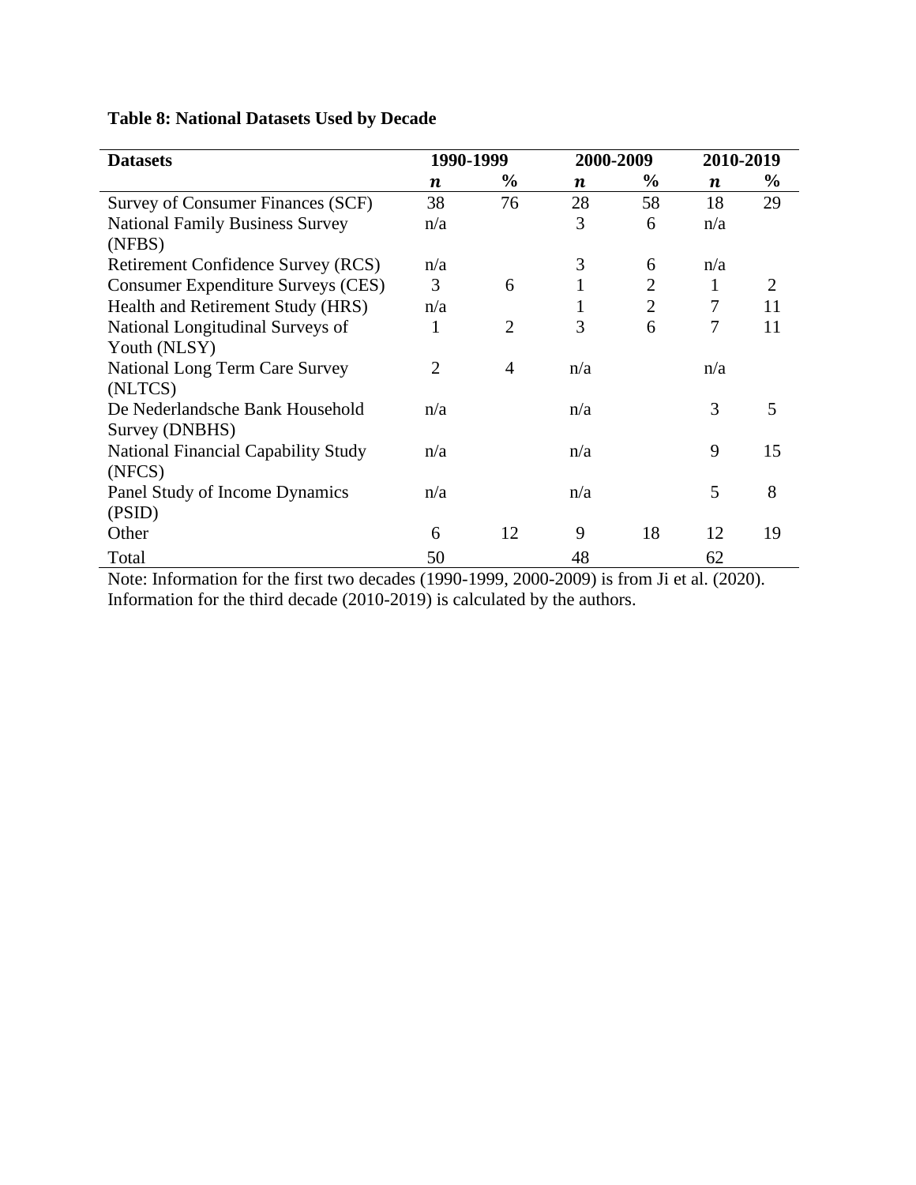**Table 8: National Datasets Used by Decade**

| Datasets | 1990-1999 | | 2000-2009 | | 2010-2019 | |
|---|---|---|---|---|---|---|
| | *n* | % | *n* | % | *n* | % |
| Survey of Consumer Finances (SCF) | 38 | 76 | 28 | 58 | 18 | 29 |
| National Family Business Survey (NFBS) | n/a | | 3 | 6 | n/a | |
| Retirement Confidence Survey (RCS) | n/a | | 3 | 6 | n/a | |
| Consumer Expenditure Surveys (CES) | 3 | 6 | 1 | 2 | 1 | 2 |
| Health and Retirement Study (HRS) | n/a | | 1 | 2 | 7 | 11 |
| National Longitudinal Surveys of Youth (NLSY) | 1 | 2 | 3 | 6 | 7 | 11 |
| National Long Term Care Survey (NLTCS) | 2 | 4 | n/a | | n/a | |
| De Nederlandsche Bank Household Survey (DNBHS) | n/a | | n/a | | 3 | 5 |
| National Financial Capability Study (NFCS) | n/a | | n/a | | 9 | 15 |
| Panel Study of Income Dynamics (PSID) | n/a | | n/a | | 5 | 8 |
| Other | 6 | 12 | 9 | 18 | 12 | 19 |
| Total | 50 | | 48 | | 62 | |

Note: Information for the first two decades (1990-1999, 2000-2009) is from Ji et al. (2020). Information for the third decade (2010-2019) is calculated by the authors.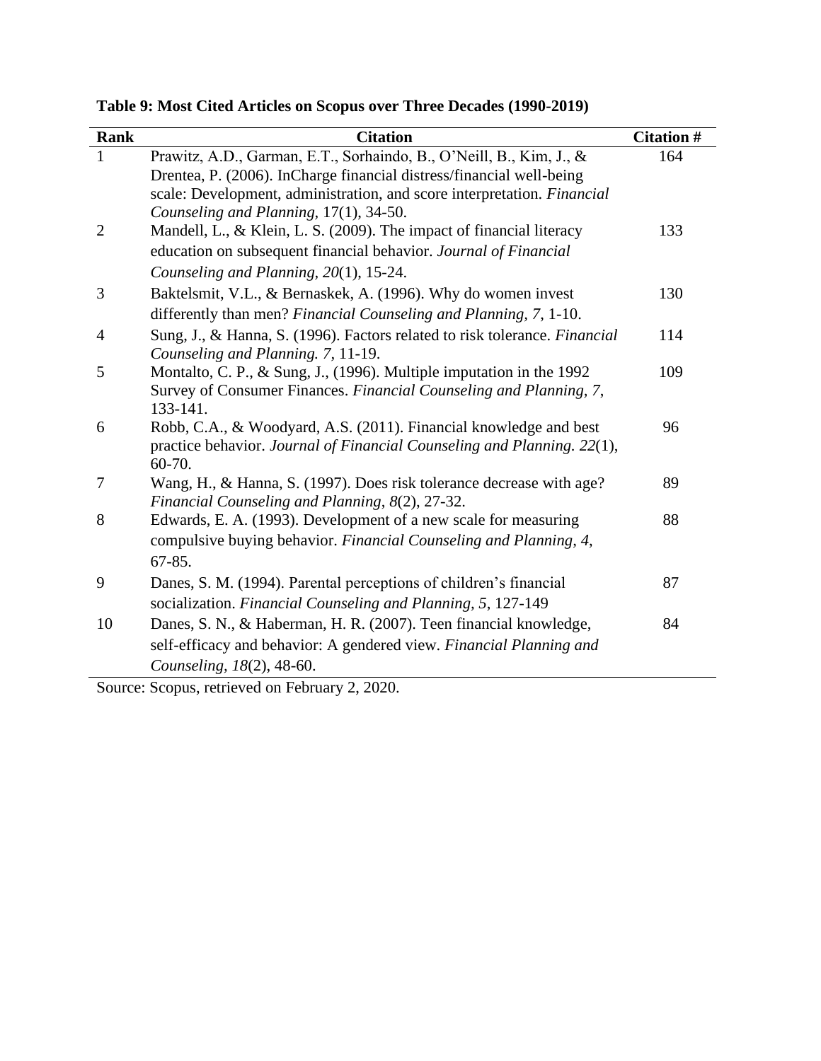**Table 9: Most Cited Articles on Scopus over Three Decades (1990-2019)**

| Rank | Citation | Citation # |
|---|---|---|
| 1 | Prawitz, A.D., Garman, E.T., Sorhaindo, B., O'Neill, B., Kim, J., & Drentea, P. (2006). InCharge financial distress/financial well-being scale: Development, administration, and score interpretation. *Financial Counseling and Planning,* 17(1), 34-50. | 164 |
| 2 | Mandell, L., & Klein, L. S. (2009). The impact of financial literacy education on subsequent financial behavior. *Journal of Financial Counseling and Planning, 20*(1), 15-24. | 133 |
| 3 | Baktelsmit, V.L., & Bernaskek, A. (1996). Why do women invest differently than men? *Financial Counseling and Planning, 7*, 1-10. | 130 |
| 4 | Sung, J., & Hanna, S. (1996). Factors related to risk tolerance. *Financial Counseling and Planning. 7,* 11-19. | 114 |
| 5 | Montalto, C. P., & Sung, J., (1996). Multiple imputation in the 1992 Survey of Consumer Finances. *Financial Counseling and Planning, 7*, 133-141. | 109 |
| 6 | Robb, C.A., & Woodyard, A.S. (2011). Financial knowledge and best practice behavior. *Journal of Financial Counseling and Planning. 22*(1), 60-70. | 96 |
| 7 | Wang, H., & Hanna, S. (1997). Does risk tolerance decrease with age? *Financial Counseling and Planning, 8*(2), 27-32. | 89 |
| 8 | Edwards, E. A. (1993). Development of a new scale for measuring compulsive buying behavior. *Financial Counseling and Planning, 4*, 67-85. | 88 |
| 9 | Danes, S. M. (1994). Parental perceptions of children's financial socialization. *Financial Counseling and Planning, 5*, 127-149 | 87 |
| 10 | Danes, S. N., & Haberman, H. R. (2007). Teen financial knowledge, self-efficacy and behavior: A gendered view. *Financial Planning and Counseling, 18*(2), 48-60. | 84 |

Source: Scopus, retrieved on February 2, 2020.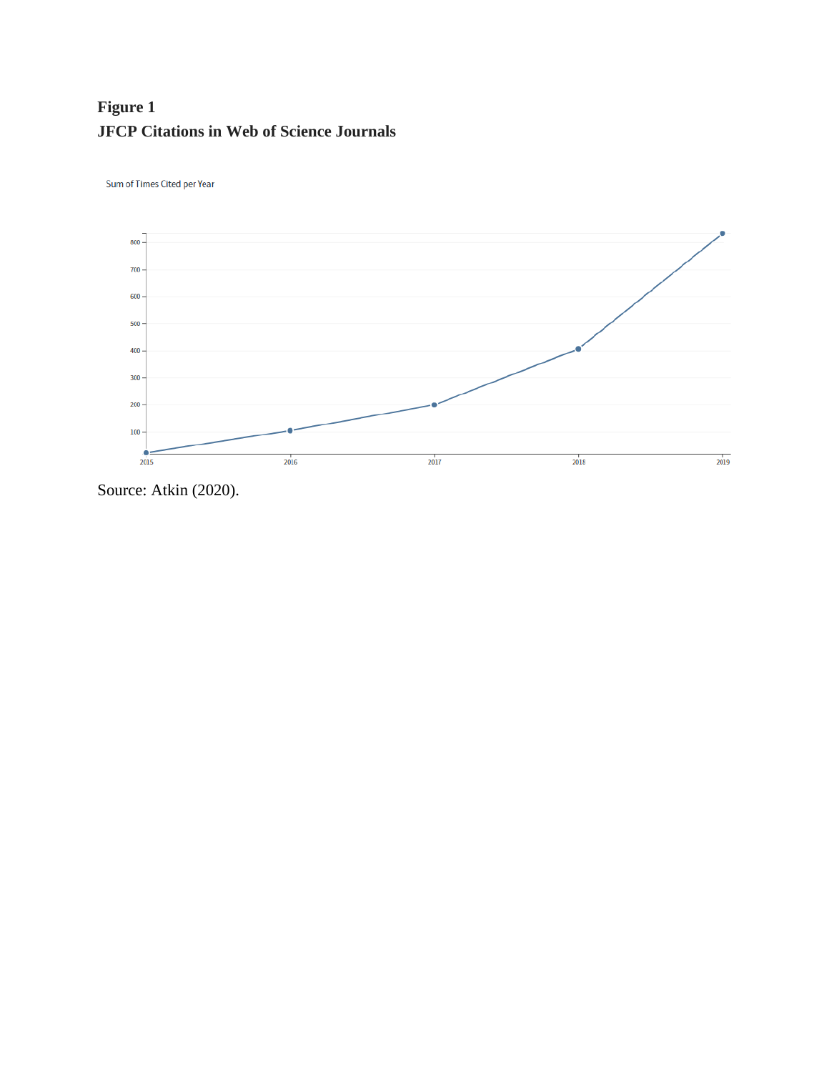**Figure 1**

**JFCP Citations in Web of Science Journals**

Sum of Times Cited per Year

800
700
600
500
400
300
200
100

2015
2016
2017
2018
2019

Source: Atkin (2020).